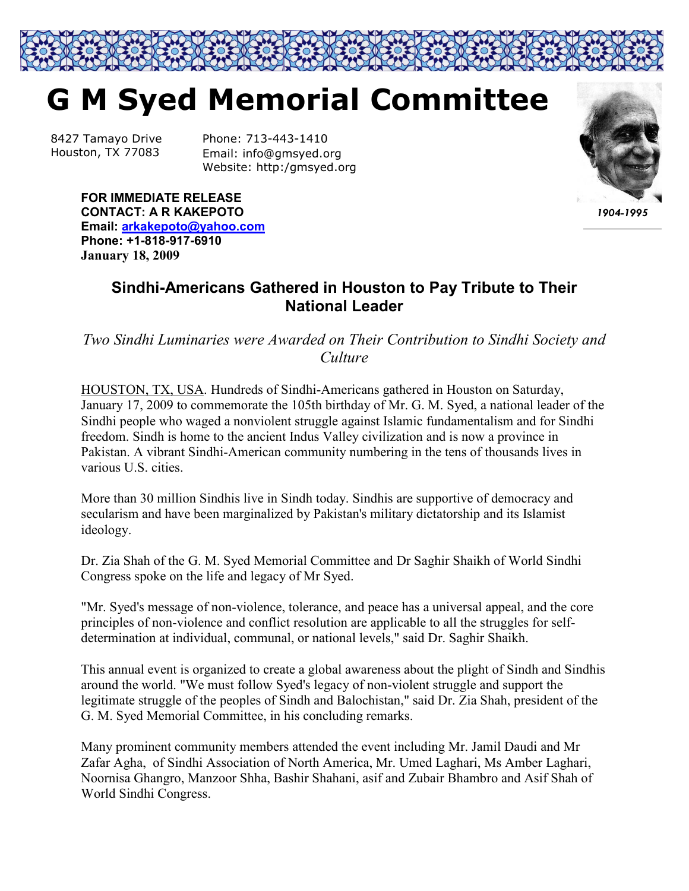# G M Syed Memorial Committee

8427 Tamayo Drive
Houston, TX 77083

Phone: 713-443-1410
Email: info@gmsyed.org
Website: http:/gmsyed.org

*1904-1995*

**FOR IMMEDIATE RELEASE**
**CONTACT: A R KAKEPOTO**
**Email: arkakepoto@yahoo.com**
**Phone: +1-818-917-6910**
**January 18, 2009**

## Sindhi-Americans Gathered in Houston to Pay Tribute to Their National Leader

*Two Sindhi Luminaries were Awarded on Their Contribution to Sindhi Society and Culture*

HOUSTON, TX, USA. Hundreds of Sindhi-Americans gathered in Houston on Saturday, January 17, 2009 to commemorate the 105th birthday of Mr. G. M. Syed, a national leader of the Sindhi people who waged a nonviolent struggle against Islamic fundamentalism and for Sindhi freedom. Sindh is home to the ancient Indus Valley civilization and is now a province in Pakistan. A vibrant Sindhi-American community numbering in the tens of thousands lives in various U.S. cities.

More than 30 million Sindhis live in Sindh today. Sindhis are supportive of democracy and secularism and have been marginalized by Pakistan's military dictatorship and its Islamist ideology.

Dr. Zia Shah of the G. M. Syed Memorial Committee and Dr Saghir Shaikh of World Sindhi Congress spoke on the life and legacy of Mr Syed.

"Mr. Syed's message of non-violence, tolerance, and peace has a universal appeal, and the core principles of non-violence and conflict resolution are applicable to all the struggles for self-determination at individual, communal, or national levels," said Dr. Saghir Shaikh.

This annual event is organized to create a global awareness about the plight of Sindh and Sindhis around the world. "We must follow Syed's legacy of non-violent struggle and support the legitimate struggle of the peoples of Sindh and Balochistan," said Dr. Zia Shah, president of the G. M. Syed Memorial Committee, in his concluding remarks.

Many prominent community members attended the event including Mr. Jamil Daudi and Mr Zafar Agha, of Sindhi Association of North America, Mr. Umed Laghari, Ms Amber Laghari, Noornisa Ghangro, Manzoor Shha, Bashir Shahani, asif and Zubair Bhambro and Asif Shah of World Sindhi Congress.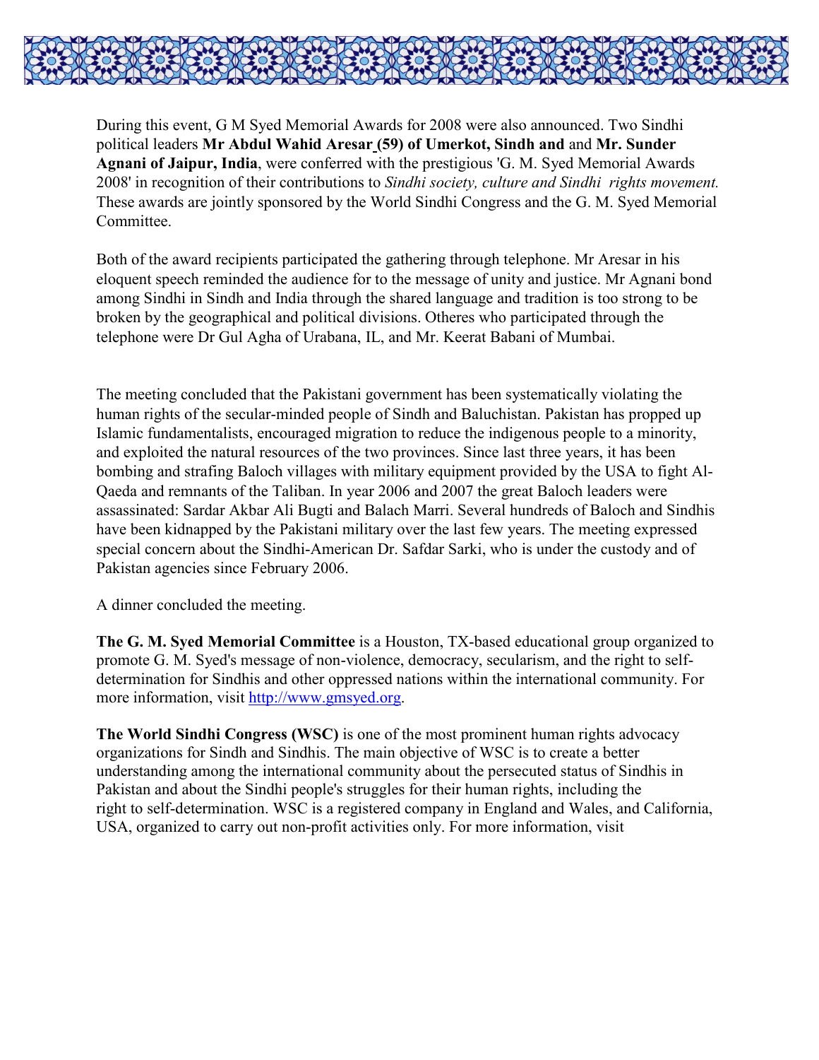During this event, G M Syed Memorial Awards for 2008 were also announced. Two Sindhi political leaders **Mr Abdul Wahid Aresar (59) of Umerkot, Sindh and** and **Mr. Sunder Agnani of Jaipur, India**, were conferred with the prestigious 'G. M. Syed Memorial Awards 2008' in recognition of their contributions to *Sindhi society, culture and Sindhi rights movement.* These awards are jointly sponsored by the World Sindhi Congress and the G. M. Syed Memorial Committee.

Both of the award recipients participated the gathering through telephone. Mr Aresar in his eloquent speech reminded the audience for to the message of unity and justice. Mr Agnani bond among Sindhi in Sindh and India through the shared language and tradition is too strong to be broken by the geographical and political divisions. Otheres who participated through the telephone were Dr Gul Agha of Urabana, IL, and Mr. Keerat Babani of Mumbai.

The meeting concluded that the Pakistani government has been systematically violating the human rights of the secular-minded people of Sindh and Baluchistan. Pakistan has propped up Islamic fundamentalists, encouraged migration to reduce the indigenous people to a minority, and exploited the natural resources of the two provinces. Since last three years, it has been bombing and strafing Baloch villages with military equipment provided by the USA to fight Al-Qaeda and remnants of the Taliban. In year 2006 and 2007 the great Baloch leaders were assassinated: Sardar Akbar Ali Bugti and Balach Marri. Several hundreds of Baloch and Sindhis have been kidnapped by the Pakistani military over the last few years. The meeting expressed special concern about the Sindhi-American Dr. Safdar Sarki, who is under the custody and of Pakistan agencies since February 2006.

A dinner concluded the meeting.

**The G. M. Syed Memorial Committee** is a Houston, TX-based educational group organized to promote G. M. Syed's message of non-violence, democracy, secularism, and the right to self-determination for Sindhis and other oppressed nations within the international community. For more information, visit http://www.gmsyed.org.

**The World Sindhi Congress (WSC)** is one of the most prominent human rights advocacy organizations for Sindh and Sindhis. The main objective of WSC is to create a better understanding among the international community about the persecuted status of Sindhis in Pakistan and about the Sindhi people's struggles for their human rights, including the right to self-determination. WSC is a registered company in England and Wales, and California, USA, organized to carry out non-profit activities only. For more information, visit